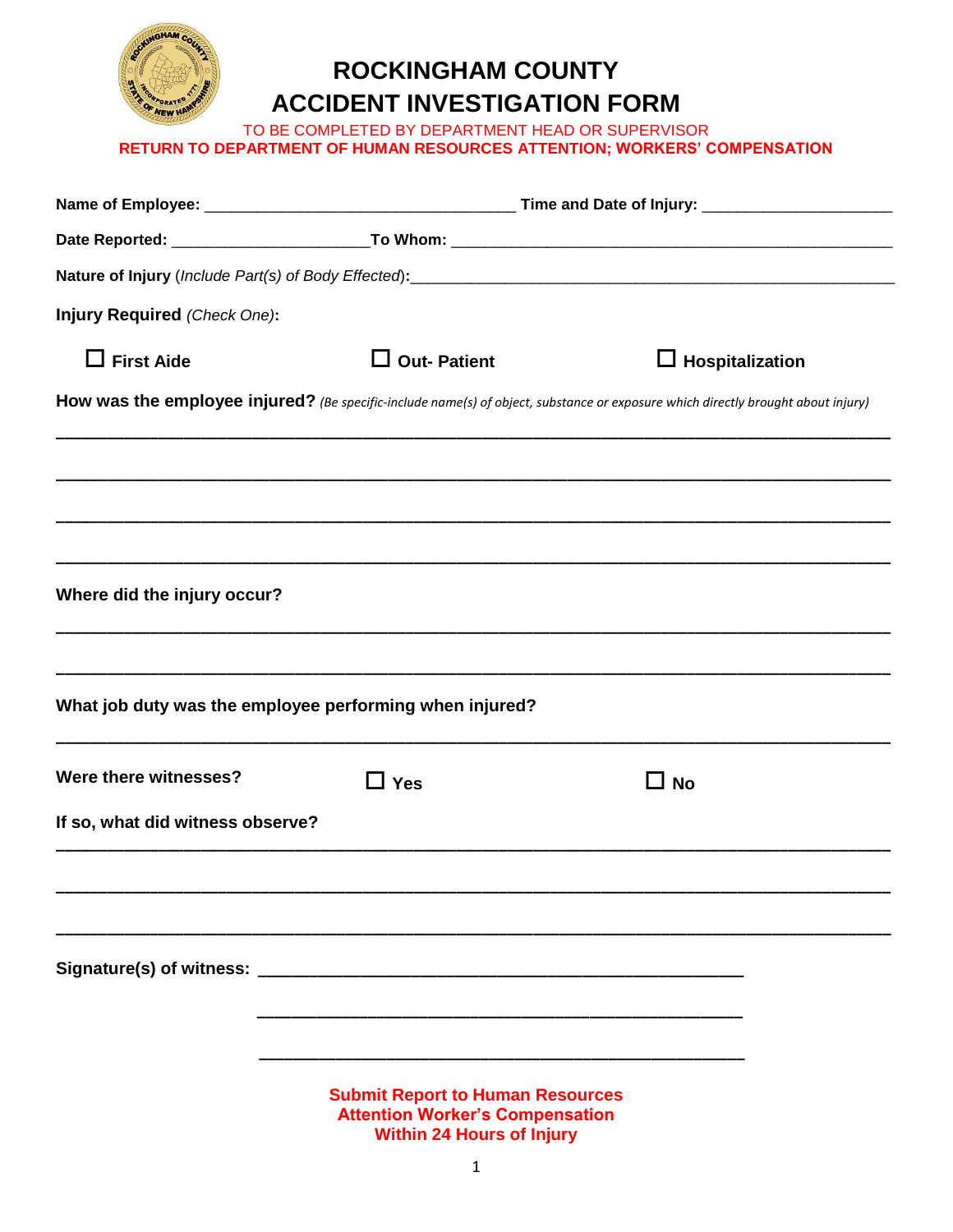# ROCKINGHAM COUNTY
# ACCIDENT INVESTIGATION FORM

TO BE COMPLETED BY DEPARTMENT HEAD OR SUPERVISOR

**RETURN TO DEPARTMENT OF HUMAN RESOURCES ATTENTION; WORKERS' COMPENSATION**

**Name of Employee:** ___________________________________ **Time and Date of Injury:** ______________________

**Date Reported:** ______________________**To Whom:** __________________________________________________

**Nature of Injury** (*Include Part(s) of Body Effected*)**:**_______________________________________________________

**Injury Required** *(Check One)***:**

☐ **First Aide** ☐ **Out- Patient** ☐ **Hospitalization**

**How was the employee injured?** *(Be specific-include name(s) of object, substance or exposure which directly brought about injury)*

_______________________________________________________________________________

_______________________________________________________________________________

_______________________________________________________________________________

_______________________________________________________________________________

**Where did the injury occur?**

_______________________________________________________________________________

_______________________________________________________________________________

**What job duty was the employee performing when injured?**

_______________________________________________________________________________

**Were there witnesses?** ☐ **Yes** ☐ **No**

**If so, what did witness observe?**

_______________________________________________________________________________

_______________________________________________________________________________

_______________________________________________________________________________

**Signature(s) of witness:** ______________________________________________________

______________________________________________________

______________________________________________________

**Submit Report to Human Resources**
**Attention Worker's Compensation**
**Within 24 Hours of Injury**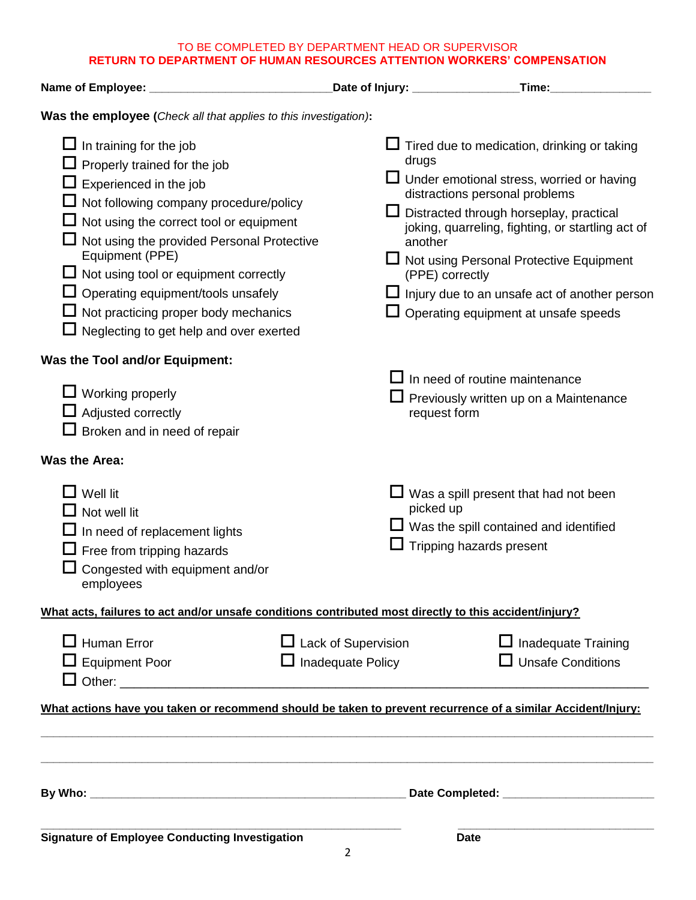TO BE COMPLETED BY DEPARTMENT HEAD OR SUPERVISOR

**RETURN TO DEPARTMENT OF HUMAN RESOURCES ATTENTION WORKERS' COMPENSATION**

**Name of Employee:** ____________________________ **Date of Injury:** ________________ **Time:** ________________

**Was the employee (***Check all that applies to this investigation)***:**

- ☐ In training for the job
- ☐ Properly trained for the job
- ☐ Experienced in the job
- ☐ Not following company procedure/policy
- ☐ Not using the correct tool or equipment
- ☐ Not using the provided Personal Protective Equipment (PPE)
- ☐ Not using tool or equipment correctly
- ☐ Operating equipment/tools unsafely
- ☐ Not practicing proper body mechanics
- ☐ Neglecting to get help and over exerted
- ☐ Tired due to medication, drinking or taking drugs
- ☐ Under emotional stress, worried or having distractions personal problems
- ☐ Distracted through horseplay, practical joking, quarreling, fighting, or startling act of another
- ☐ Not using Personal Protective Equipment (PPE) correctly
- ☐ Injury due to an unsafe act of another person
- ☐ Operating equipment at unsafe speeds

**Was the Tool and/or Equipment:**

- ☐ Working properly
- ☐ Adjusted correctly
- ☐ Broken and in need of repair
- ☐ In need of routine maintenance
- ☐ Previously written up on a Maintenance request form

**Was the Area:**

- ☐ Well lit
- ☐ Not well lit
- ☐ In need of replacement lights
- ☐ Free from tripping hazards
- ☐ Congested with equipment and/or employees
- ☐ Was a spill present that had not been picked up
- ☐ Was the spill contained and identified
- ☐ Tripping hazards present

**<u>What acts, failures to act and/or unsafe conditions contributed most directly to this accident/injury?</u>**

- ☐ Human Error
- ☐ Equipment Poor
- ☐ Lack of Supervision
- ☐ Inadequate Policy
- ☐ Inadequate Training
- ☐ Unsafe Conditions
- ☐ Other: ______________________________________________________________________

**<u>What actions have you taken or recommend should be taken to prevent recurrence of a similar Accident/Injury:</u>**

______________________________________________________________________________________

______________________________________________________________________________________

**By Who:** ______________________________________________ **Date Completed:** ______________________

______________________________________________________ ____________________________

**Signature of Employee Conducting Investigation** **Date**